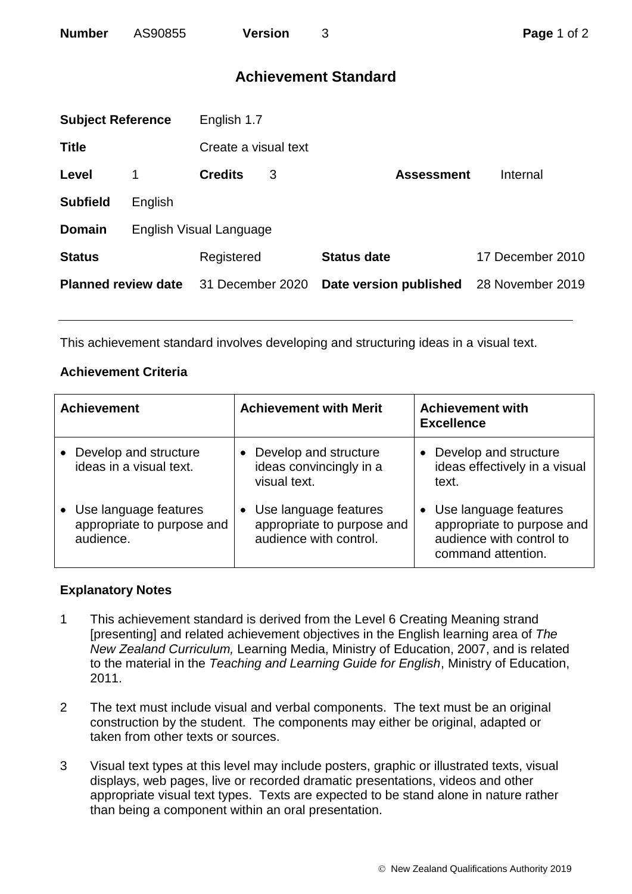# Achievement Standard

| | | | | | |
|---|---|---|---|---|---|
| **Subject Reference** | English 1.7 | | | | |
| **Title** | Create a visual text | | | | |
| **Level** | 1 | **Credits** | 3 | **Assessment** | Internal |
| **Subfield** | English | | | | |
| **Domain** | English Visual Language | | | | |
| **Status** | Registered | **Status date** | 17 December 2010 | | |
| **Planned review date** | 31 December 2020 | **Date version published** | 28 November 2019 | | |

This achievement standard involves developing and structuring ideas in a visual text.

## Achievement Criteria

| Achievement | Achievement with Merit | Achievement with Excellence |
|---|---|---|
| • Develop and structure ideas in a visual text. | • Develop and structure ideas convincingly in a visual text. | • Develop and structure ideas effectively in a visual text. |
| • Use language features appropriate to purpose and audience. | • Use language features appropriate to purpose and audience with control. | • Use language features appropriate to purpose and audience with control to command attention. |

## Explanatory Notes

1. This achievement standard is derived from the Level 6 Creating Meaning strand [presenting] and related achievement objectives in the English learning area of *The New Zealand Curriculum,* Learning Media, Ministry of Education, 2007, and is related to the material in the *Teaching and Learning Guide for English*, Ministry of Education, 2011.

2. The text must include visual and verbal components. The text must be an original construction by the student. The components may either be original, adapted or taken from other texts or sources.

3. Visual text types at this level may include posters, graphic or illustrated texts, visual displays, web pages, live or recorded dramatic presentations, videos and other appropriate visual text types. Texts are expected to be stand alone in nature rather than being a component within an oral presentation.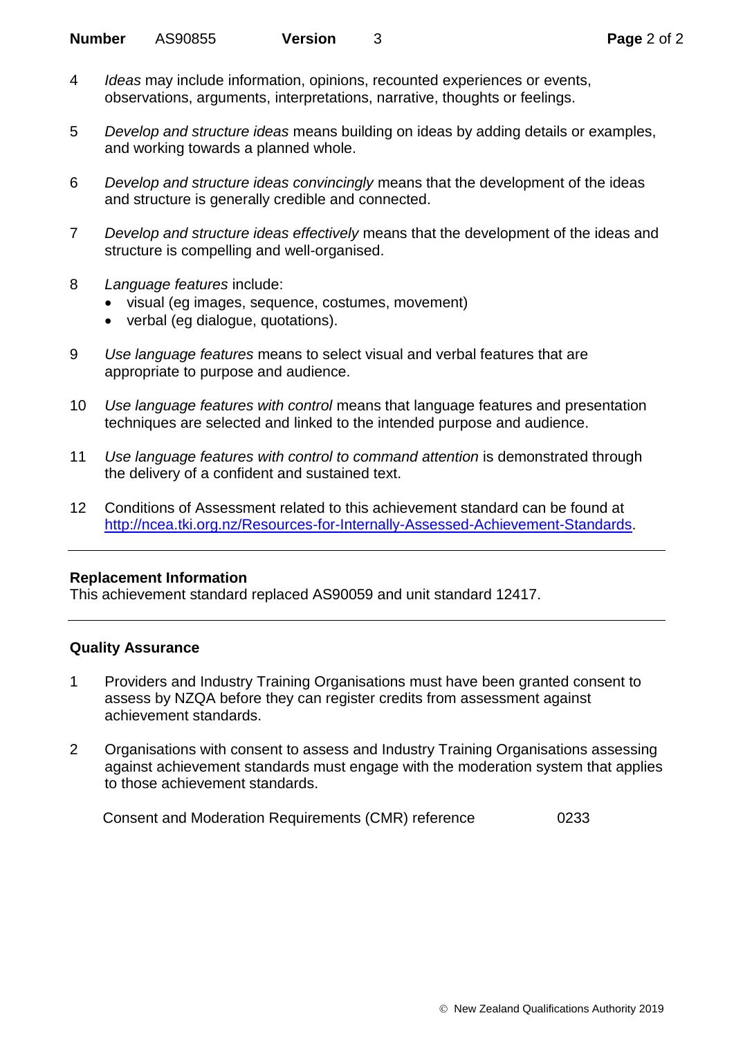4 *Ideas* may include information, opinions, recounted experiences or events, observations, arguments, interpretations, narrative, thoughts or feelings.

5 *Develop and structure ideas* means building on ideas by adding details or examples, and working towards a planned whole.

6 *Develop and structure ideas convincingly* means that the development of the ideas and structure is generally credible and connected.

7 *Develop and structure ideas effectively* means that the development of the ideas and structure is compelling and well-organised.

8 *Language features* include:
- visual (eg images, sequence, costumes, movement)
- verbal (eg dialogue, quotations).

9 *Use language features* means to select visual and verbal features that are appropriate to purpose and audience.

10 *Use language features with control* means that language features and presentation techniques are selected and linked to the intended purpose and audience.

11 *Use language features with control to command attention* is demonstrated through the delivery of a confident and sustained text.

12 Conditions of Assessment related to this achievement standard can be found at http://ncea.tki.org.nz/Resources-for-Internally-Assessed-Achievement-Standards.

---

**Replacement Information**

This achievement standard replaced AS90059 and unit standard 12417.

---

**Quality Assurance**

1 Providers and Industry Training Organisations must have been granted consent to assess by NZQA before they can register credits from assessment against achievement standards.

2 Organisations with consent to assess and Industry Training Organisations assessing against achievement standards must engage with the moderation system that applies to those achievement standards.

Consent and Moderation Requirements (CMR) reference 0233

© New Zealand Qualifications Authority 2019